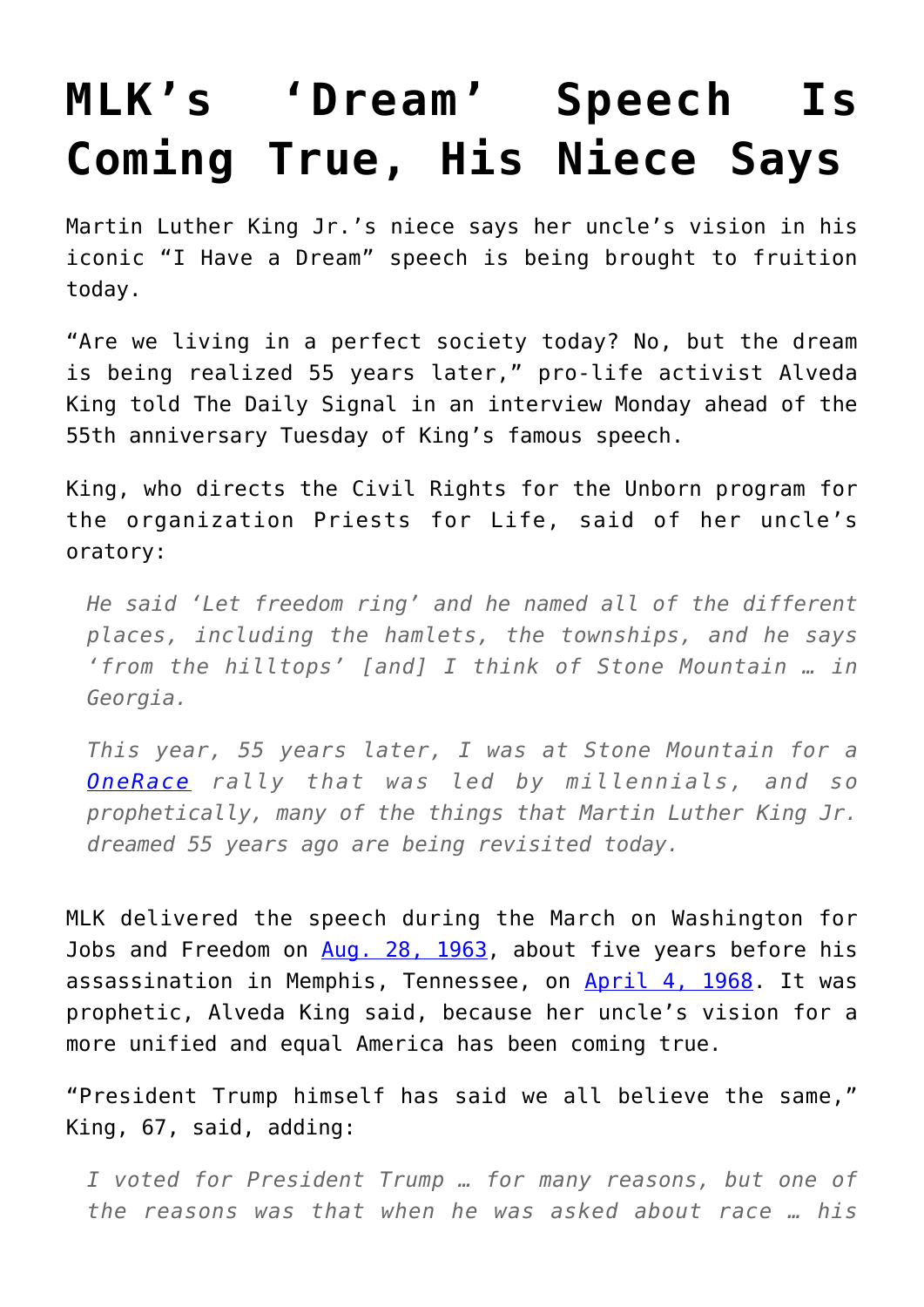# MLK's 'Dream' Speech Is Coming True, His Niece Says

Martin Luther King Jr.'s niece says her uncle's vision in his iconic "I Have a Dream" speech is being brought to fruition today.

"Are we living in a perfect society today? No, but the dream is being realized 55 years later," pro-life activist Alveda King told The Daily Signal in an interview Monday ahead of the 55th anniversary Tuesday of King's famous speech.

King, who directs the Civil Rights for the Unborn program for the organization Priests for Life, said of her uncle's oratory:

> *He said 'Let freedom ring' and he named all of the different places, including the hamlets, the townships, and he says 'from the hilltops' [and] I think of Stone Mountain … in Georgia.*
>
> *This year, 55 years later, I was at Stone Mountain for a OneRace rally that was led by millennials, and so prophetically, many of the things that Martin Luther King Jr. dreamed 55 years ago are being revisited today.*

MLK delivered the speech during the March on Washington for Jobs and Freedom on Aug. 28, 1963, about five years before his assassination in Memphis, Tennessee, on April 4, 1968. It was prophetic, Alveda King said, because her uncle's vision for a more unified and equal America has been coming true.

"President Trump himself has said we all believe the same," King, 67, said, adding:

> *I voted for President Trump … for many reasons, but one of the reasons was that when he was asked about race … his*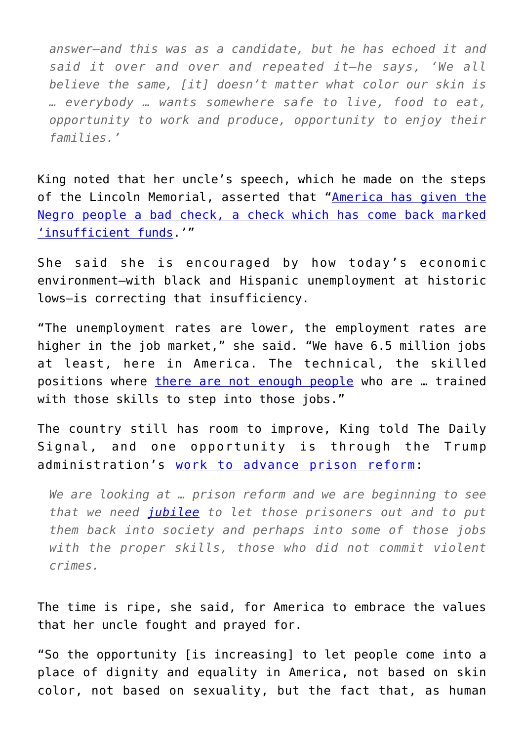> *answer—and this was as a candidate, but he has echoed it and said it over and over and repeated it—he says, 'We all believe the same, [it] doesn't matter what color our skin is … everybody … wants somewhere safe to live, food to eat, opportunity to work and produce, opportunity to enjoy their families.'*

King noted that her uncle's speech, which he made on the steps of the Lincoln Memorial, asserted that "America has given the Negro people a bad check, a check which has come back marked 'insufficient funds.'"

She said she is encouraged by how today's economic environment—with black and Hispanic unemployment at historic lows—is correcting that insufficiency.

"The unemployment rates are lower, the employment rates are higher in the job market," she said. "We have 6.5 million jobs at least, here in America. The technical, the skilled positions where there are not enough people who are … trained with those skills to step into those jobs."

The country still has room to improve, King told The Daily Signal, and one opportunity is through the Trump administration's work to advance prison reform:

> *We are looking at … prison reform and we are beginning to see that we need jubilee to let those prisoners out and to put them back into society and perhaps into some of those jobs with the proper skills, those who did not commit violent crimes.*

The time is ripe, she said, for America to embrace the values that her uncle fought and prayed for.

"So the opportunity [is increasing] to let people come into a place of dignity and equality in America, not based on skin color, not based on sexuality, but the fact that, as human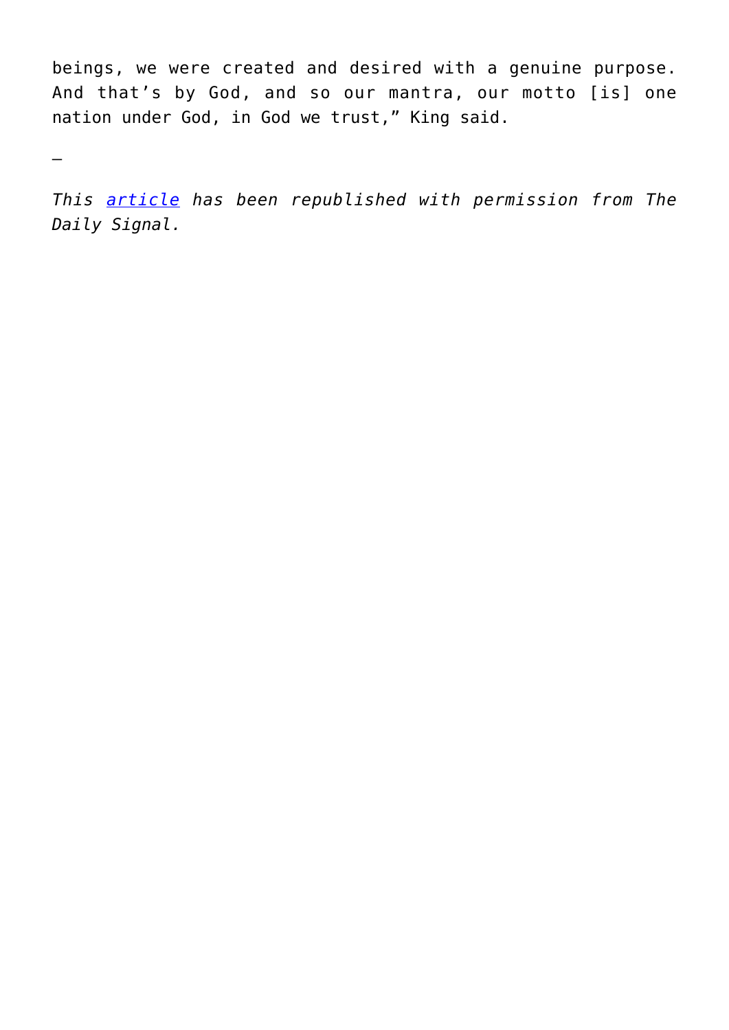beings, we were created and desired with a genuine purpose. And that's by God, and so our mantra, our motto [is] one nation under God, in God we trust," King said.

—

*This article has been republished with permission from The Daily Signal.*